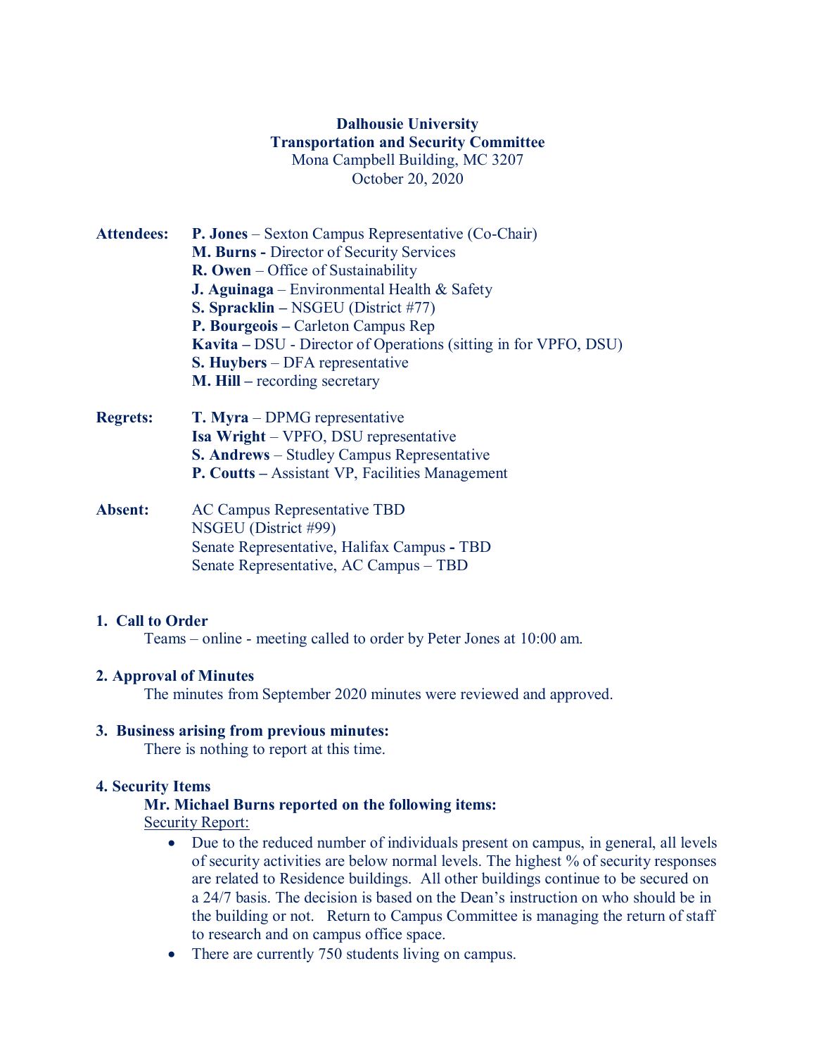**Dalhousie University**
**Transportation and Security Committee**
Mona Campbell Building, MC 3207
October 20, 2020

**Attendees:**
**P. Jones** – Sexton Campus Representative (Co-Chair)
**M. Burns -** Director of Security Services
**R. Owen** – Office of Sustainability
**J. Aguinaga** – Environmental Health & Safety
**S. Spracklin –** NSGEU (District #77)
**P. Bourgeois –** Carleton Campus Rep
**Kavita –** DSU - Director of Operations (sitting in for VPFO, DSU)
**S. Huybers** – DFA representative
**M. Hill –** recording secretary

**Regrets:**
**T. Myra** – DPMG representative
**Isa Wright** – VPFO, DSU representative
**S. Andrews** – Studley Campus Representative
**P. Coutts –** Assistant VP, Facilities Management

**Absent:**
AC Campus Representative TBD
NSGEU (District #99)
Senate Representative, Halifax Campus **-** TBD
Senate Representative, AC Campus – TBD

## 1. Call to Order

Teams – online - meeting called to order by Peter Jones at 10:00 am.

## 2. Approval of Minutes

The minutes from September 2020 minutes were reviewed and approved.

## 3. Business arising from previous minutes:

There is nothing to report at this time.

## 4. Security Items

**Mr. Michael Burns reported on the following items:**

<u>Security Report:</u>

- Due to the reduced number of individuals present on campus, in general, all levels of security activities are below normal levels. The highest % of security responses are related to Residence buildings. All other buildings continue to be secured on a 24/7 basis. The decision is based on the Dean's instruction on who should be in the building or not. Return to Campus Committee is managing the return of staff to research and on campus office space.
- There are currently 750 students living on campus.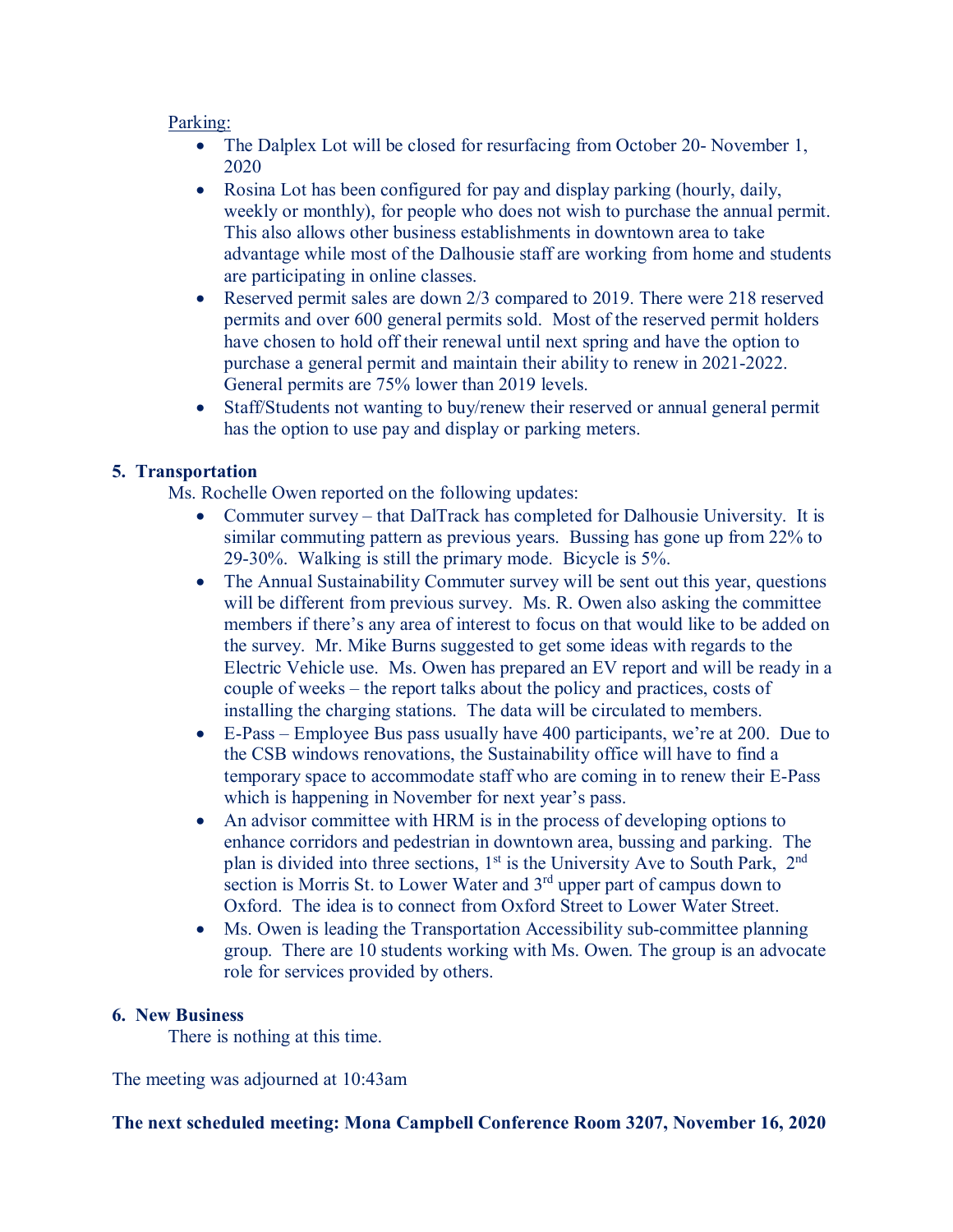Parking:

- The Dalplex Lot will be closed for resurfacing from October 20- November 1, 2020
- Rosina Lot has been configured for pay and display parking (hourly, daily, weekly or monthly), for people who does not wish to purchase the annual permit. This also allows other business establishments in downtown area to take advantage while most of the Dalhousie staff are working from home and students are participating in online classes.
- Reserved permit sales are down 2/3 compared to 2019. There were 218 reserved permits and over 600 general permits sold. Most of the reserved permit holders have chosen to hold off their renewal until next spring and have the option to purchase a general permit and maintain their ability to renew in 2021-2022. General permits are 75% lower than 2019 levels.
- Staff/Students not wanting to buy/renew their reserved or annual general permit has the option to use pay and display or parking meters.

**5. Transportation**

Ms. Rochelle Owen reported on the following updates:

- Commuter survey – that DalTrack has completed for Dalhousie University. It is similar commuting pattern as previous years. Bussing has gone up from 22% to 29-30%. Walking is still the primary mode. Bicycle is 5%.
- The Annual Sustainability Commuter survey will be sent out this year, questions will be different from previous survey. Ms. R. Owen also asking the committee members if there's any area of interest to focus on that would like to be added on the survey. Mr. Mike Burns suggested to get some ideas with regards to the Electric Vehicle use. Ms. Owen has prepared an EV report and will be ready in a couple of weeks – the report talks about the policy and practices, costs of installing the charging stations. The data will be circulated to members.
- E-Pass – Employee Bus pass usually have 400 participants, we're at 200. Due to the CSB windows renovations, the Sustainability office will have to find a temporary space to accommodate staff who are coming in to renew their E-Pass which is happening in November for next year's pass.
- An advisor committee with HRM is in the process of developing options to enhance corridors and pedestrian in downtown area, bussing and parking. The plan is divided into three sections, 1st is the University Ave to South Park, 2nd section is Morris St. to Lower Water and 3rd upper part of campus down to Oxford. The idea is to connect from Oxford Street to Lower Water Street.
- Ms. Owen is leading the Transportation Accessibility sub-committee planning group. There are 10 students working with Ms. Owen. The group is an advocate role for services provided by others.

**6. New Business**

There is nothing at this time.

The meeting was adjourned at 10:43am

**The next scheduled meeting: Mona Campbell Conference Room 3207, November 16, 2020**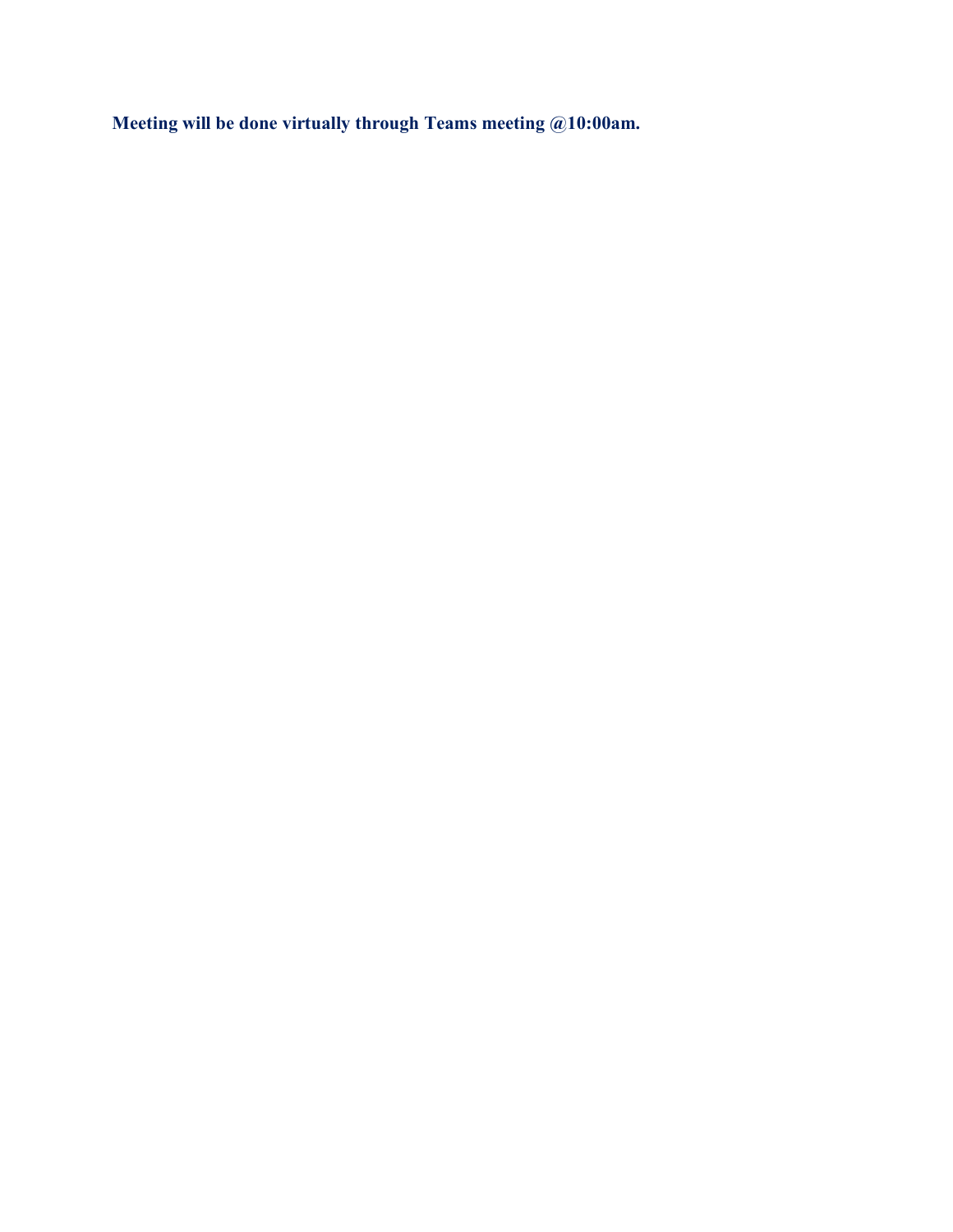**Meeting will be done virtually through Teams meeting @10:00am.**